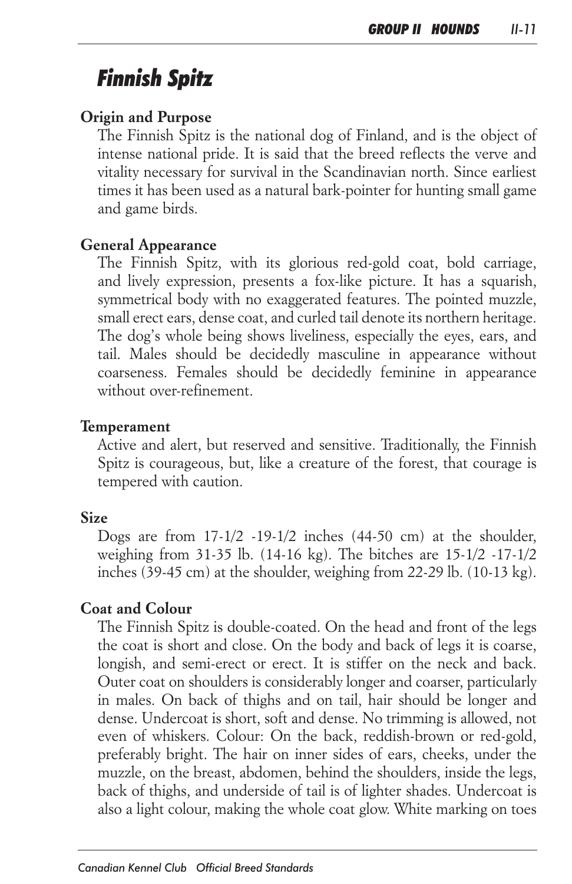# *Finnish Spitz*

**Origin and Purpose**

The Finnish Spitz is the national dog of Finland, and is the object of intense national pride. It is said that the breed reflects the verve and vitality necessary for survival in the Scandinavian north. Since earliest times it has been used as a natural bark-pointer for hunting small game and game birds.

**General Appearance**

The Finnish Spitz, with its glorious red-gold coat, bold carriage, and lively expression, presents a fox-like picture. It has a squarish, symmetrical body with no exaggerated features. The pointed muzzle, small erect ears, dense coat, and curled tail denote its northern heritage. The dog's whole being shows liveliness, especially the eyes, ears, and tail. Males should be decidedly masculine in appearance without coarseness. Females should be decidedly feminine in appearance without over-refinement.

**Temperament**

Active and alert, but reserved and sensitive. Traditionally, the Finnish Spitz is courageous, but, like a creature of the forest, that courage is tempered with caution.

**Size**

Dogs are from 17-1/2 -19-1/2 inches (44-50 cm) at the shoulder, weighing from 31-35 lb. (14-16 kg). The bitches are 15-1/2 -17-1/2 inches (39-45 cm) at the shoulder, weighing from 22-29 lb. (10-13 kg).

**Coat and Colour**

The Finnish Spitz is double-coated. On the head and front of the legs the coat is short and close. On the body and back of legs it is coarse, longish, and semi-erect or erect. It is stiffer on the neck and back. Outer coat on shoulders is considerably longer and coarser, particularly in males. On back of thighs and on tail, hair should be longer and dense. Undercoat is short, soft and dense. No trimming is allowed, not even of whiskers. Colour: On the back, reddish-brown or red-gold, preferably bright. The hair on inner sides of ears, cheeks, under the muzzle, on the breast, abdomen, behind the shoulders, inside the legs, back of thighs, and underside of tail is of lighter shades. Undercoat is also a light colour, making the whole coat glow. White marking on toes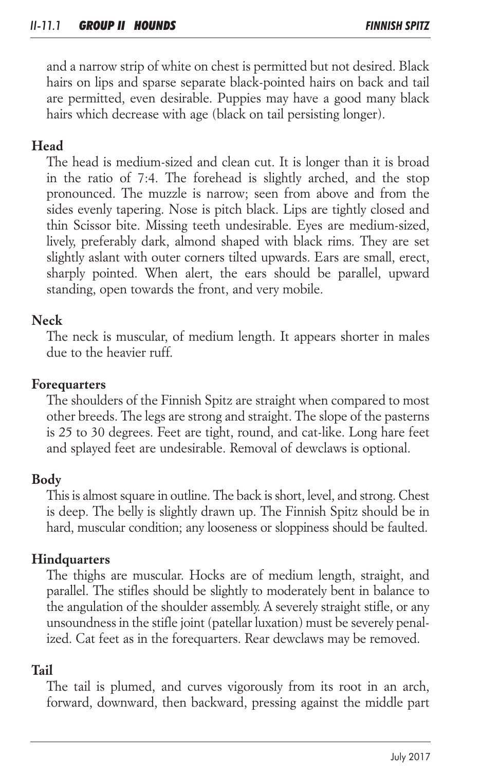and a narrow strip of white on chest is permitted but not desired. Black hairs on lips and sparse separate black-pointed hairs on back and tail are permitted, even desirable. Puppies may have a good many black hairs which decrease with age (black on tail persisting longer).

**Head**

The head is medium-sized and clean cut. It is longer than it is broad in the ratio of 7:4. The forehead is slightly arched, and the stop pronounced. The muzzle is narrow; seen from above and from the sides evenly tapering. Nose is pitch black. Lips are tightly closed and thin Scissor bite. Missing teeth undesirable. Eyes are medium-sized, lively, preferably dark, almond shaped with black rims. They are set slightly aslant with outer corners tilted upwards. Ears are small, erect, sharply pointed. When alert, the ears should be parallel, upward standing, open towards the front, and very mobile.

**Neck**

The neck is muscular, of medium length. It appears shorter in males due to the heavier ruff.

**Forequarters**

The shoulders of the Finnish Spitz are straight when compared to most other breeds. The legs are strong and straight. The slope of the pasterns is 25 to 30 degrees. Feet are tight, round, and cat-like. Long hare feet and splayed feet are undesirable. Removal of dewclaws is optional.

**Body**

This is almost square in outline. The back is short, level, and strong. Chest is deep. The belly is slightly drawn up. The Finnish Spitz should be in hard, muscular condition; any looseness or sloppiness should be faulted.

**Hindquarters**

The thighs are muscular. Hocks are of medium length, straight, and parallel. The stifles should be slightly to moderately bent in balance to the angulation of the shoulder assembly. A severely straight stifle, or any unsoundness in the stifle joint (patellar luxation) must be severely penalized. Cat feet as in the forequarters. Rear dewclaws may be removed.

**Tail**

The tail is plumed, and curves vigorously from its root in an arch, forward, downward, then backward, pressing against the middle part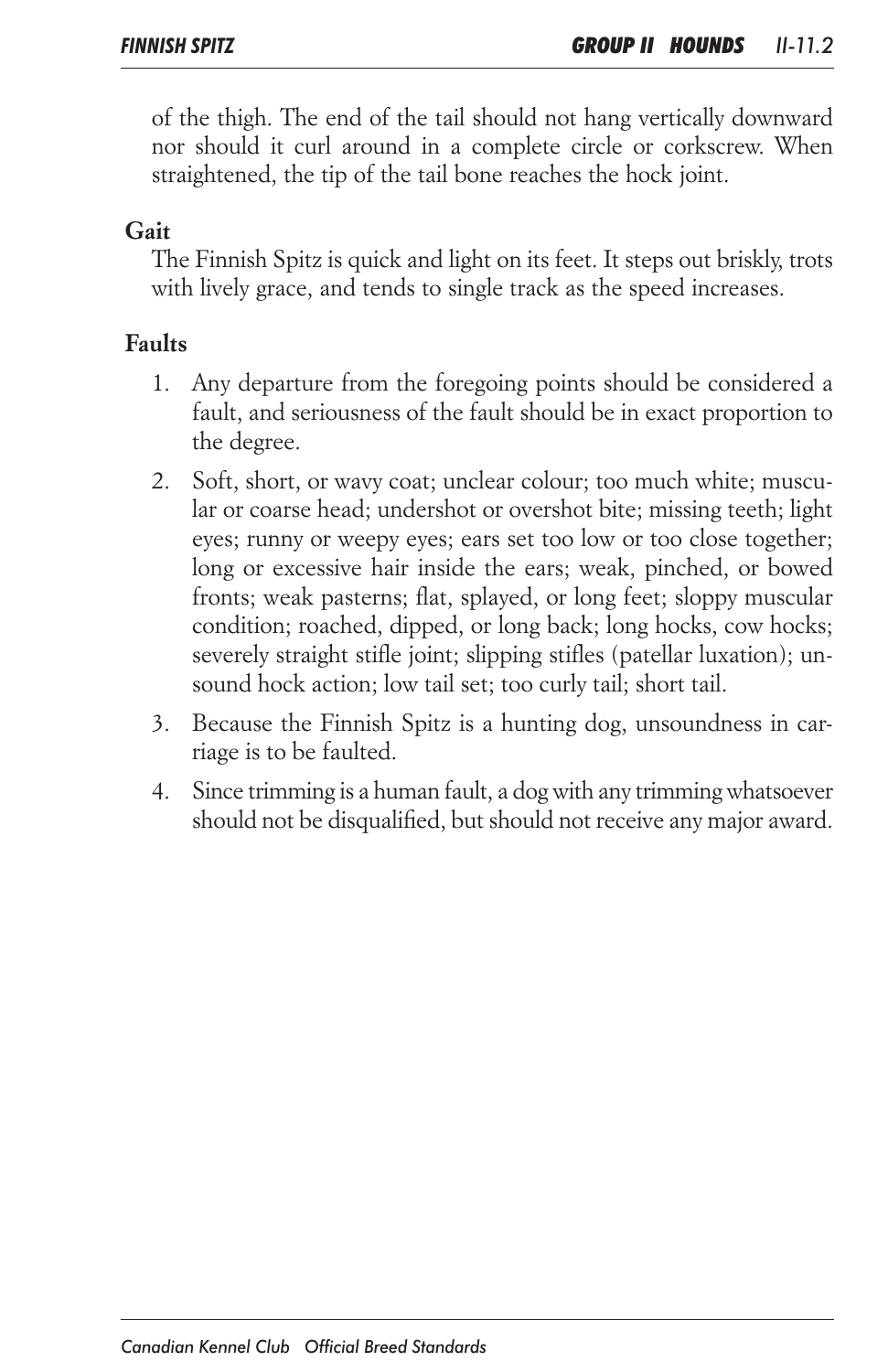of the thigh. The end of the tail should not hang vertically downward nor should it curl around in a complete circle or corkscrew. When straightened, the tip of the tail bone reaches the hock joint.

**Gait**

The Finnish Spitz is quick and light on its feet. It steps out briskly, trots with lively grace, and tends to single track as the speed increases.

**Faults**

1. Any departure from the foregoing points should be considered a fault, and seriousness of the fault should be in exact proportion to the degree.
2. Soft, short, or wavy coat; unclear colour; too much white; muscular or coarse head; undershot or overshot bite; missing teeth; light eyes; runny or weepy eyes; ears set too low or too close together; long or excessive hair inside the ears; weak, pinched, or bowed fronts; weak pasterns; flat, splayed, or long feet; sloppy muscular condition; roached, dipped, or long back; long hocks, cow hocks; severely straight stifle joint; slipping stifles (patellar luxation); unsound hock action; low tail set; too curly tail; short tail.
3. Because the Finnish Spitz is a hunting dog, unsoundness in carriage is to be faulted.
4. Since trimming is a human fault, a dog with any trimming whatsoever should not be disqualified, but should not receive any major award.